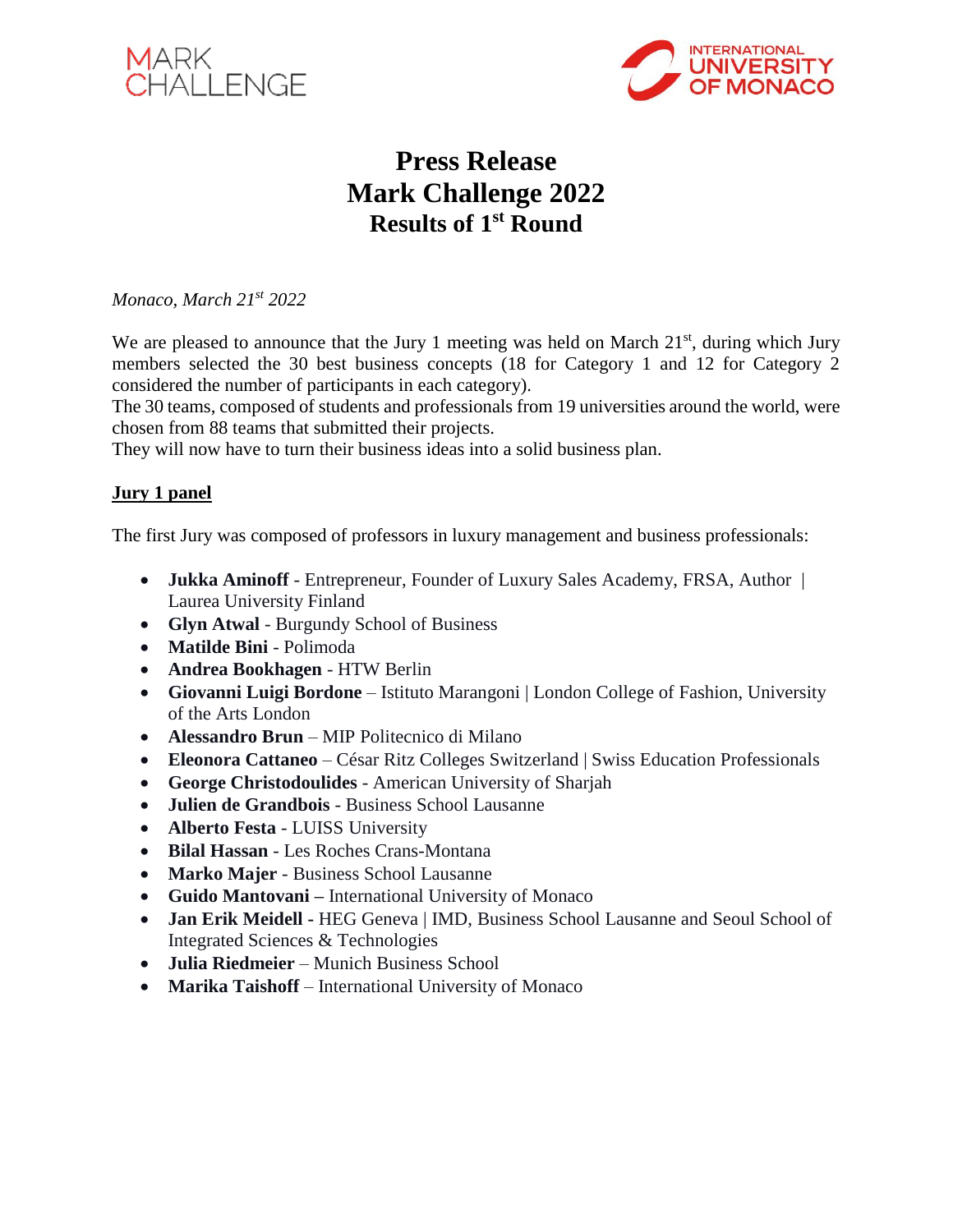MARK CHALLENGE

INTERNATIONAL UNIVERSITY OF MONACO

# Press Release
# Mark Challenge 2022
## Results of 1st Round

*Monaco, March 21st 2022*

We are pleased to announce that the Jury 1 meeting was held on March 21st, during which Jury members selected the 30 best business concepts (18 for Category 1 and 12 for Category 2 considered the number of participants in each category).
The 30 teams, composed of students and professionals from 19 universities around the world, were chosen from 88 teams that submitted their projects.
They will now have to turn their business ideas into a solid business plan.

**Jury 1 panel**

The first Jury was composed of professors in luxury management and business professionals:

- **Jukka Aminoff** - Entrepreneur, Founder of Luxury Sales Academy, FRSA, Author | Laurea University Finland
- **Glyn Atwal** - Burgundy School of Business
- **Matilde Bini** - Polimoda
- **Andrea Bookhagen** - HTW Berlin
- **Giovanni Luigi Bordone** – Istituto Marangoni | London College of Fashion, University of the Arts London
- **Alessandro Brun** – MIP Politecnico di Milano
- **Eleonora Cattaneo** – César Ritz Colleges Switzerland | Swiss Education Professionals
- **George Christodoulides** - American University of Sharjah
- **Julien de Grandbois** - Business School Lausanne
- **Alberto Festa** - LUISS University
- **Bilal Hassan** - Les Roches Crans-Montana
- **Marko Majer** - Business School Lausanne
- **Guido Mantovani –** International University of Monaco
- **Jan Erik Meidell -** HEG Geneva | IMD, Business School Lausanne and Seoul School of Integrated Sciences & Technologies
- **Julia Riedmeier** – Munich Business School
- **Marika Taishoff** – International University of Monaco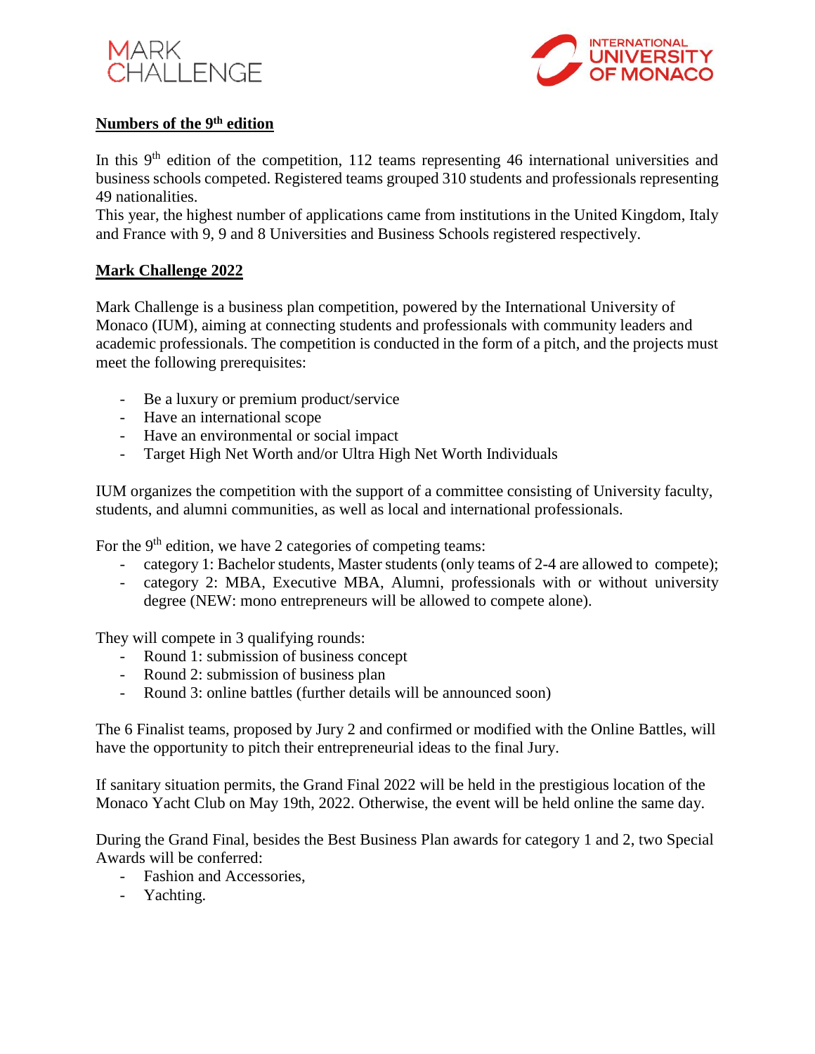## Numbers of the 9th edition

In this 9th edition of the competition, 112 teams representing 46 international universities and business schools competed. Registered teams grouped 310 students and professionals representing 49 nationalities.

This year, the highest number of applications came from institutions in the United Kingdom, Italy and France with 9, 9 and 8 Universities and Business Schools registered respectively.

## Mark Challenge 2022

Mark Challenge is a business plan competition, powered by the International University of Monaco (IUM), aiming at connecting students and professionals with community leaders and academic professionals. The competition is conducted in the form of a pitch, and the projects must meet the following prerequisites:

- Be a luxury or premium product/service
- Have an international scope
- Have an environmental or social impact
- Target High Net Worth and/or Ultra High Net Worth Individuals

IUM organizes the competition with the support of a committee consisting of University faculty, students, and alumni communities, as well as local and international professionals.

For the 9th edition, we have 2 categories of competing teams:

- category 1: Bachelor students, Master students (only teams of 2-4 are allowed to compete);
- category 2: MBA, Executive MBA, Alumni, professionals with or without university degree (NEW: mono entrepreneurs will be allowed to compete alone).

They will compete in 3 qualifying rounds:

- Round 1: submission of business concept
- Round 2: submission of business plan
- Round 3: online battles (further details will be announced soon)

The 6 Finalist teams, proposed by Jury 2 and confirmed or modified with the Online Battles, will have the opportunity to pitch their entrepreneurial ideas to the final Jury.

If sanitary situation permits, the Grand Final 2022 will be held in the prestigious location of the Monaco Yacht Club on May 19th, 2022. Otherwise, the event will be held online the same day.

During the Grand Final, besides the Best Business Plan awards for category 1 and 2, two Special Awards will be conferred:

- Fashion and Accessories,
- Yachting.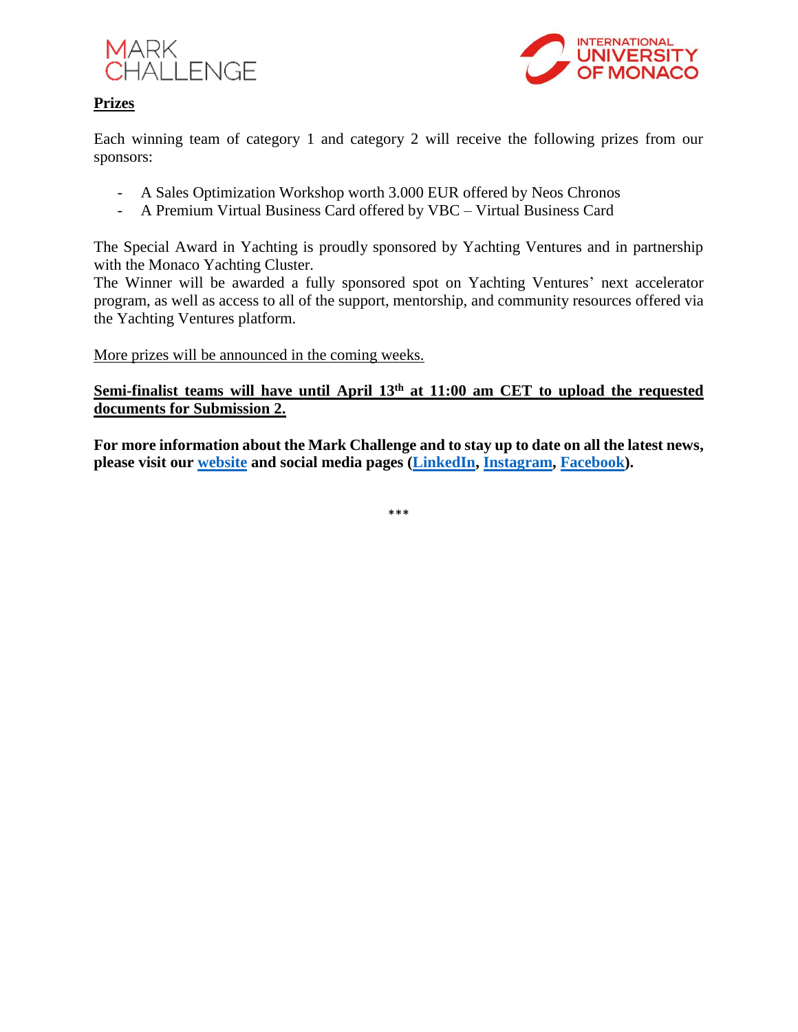**Prizes**

Each winning team of category 1 and category 2 will receive the following prizes from our sponsors:

- A Sales Optimization Workshop worth 3.000 EUR offered by Neos Chronos
- A Premium Virtual Business Card offered by VBC – Virtual Business Card

The Special Award in Yachting is proudly sponsored by Yachting Ventures and in partnership with the Monaco Yachting Cluster.
The Winner will be awarded a fully sponsored spot on Yachting Ventures' next accelerator program, as well as access to all of the support, mentorship, and community resources offered via the Yachting Ventures platform.

More prizes will be announced in the coming weeks.

**Semi-finalist teams will have until April 13th at 11:00 am CET to upload the requested documents for Submission 2.**

**For more information about the Mark Challenge and to stay up to date on all the latest news, please visit our website and social media pages (LinkedIn, Instagram, Facebook).**

***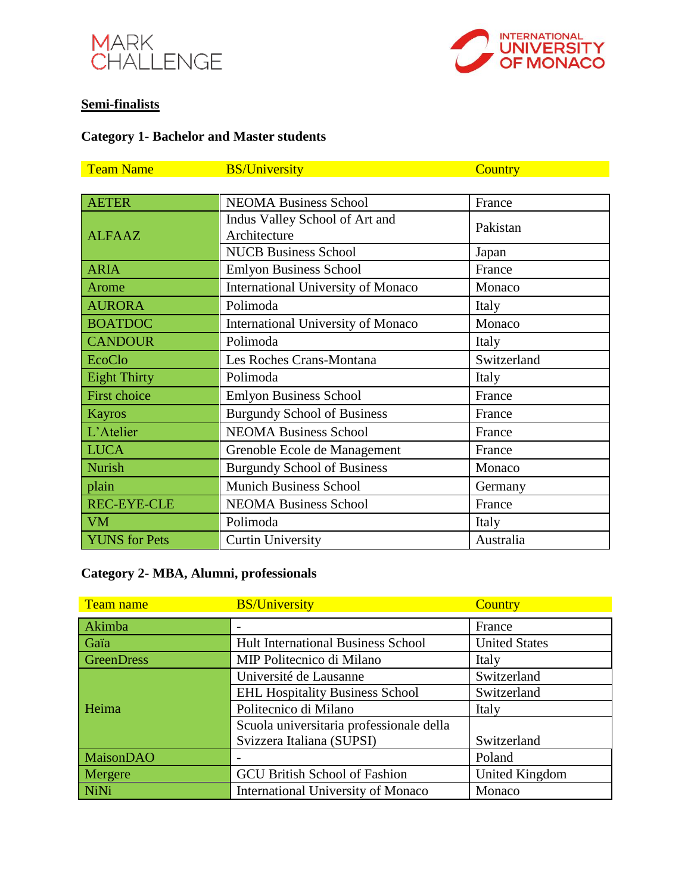MARK CHALLENGE

INTERNATIONAL UNIVERSITY OF MONACO

## Semi-finalists

### Category 1- Bachelor and Master students

| Team Name | BS/University | Country |
|---|---|---|
| AETER | NEOMA Business School | France |
| ALFAAZ | Indus Valley School of Art and Architecture | Pakistan |
| | NUCB Business School | Japan |
| ARIA | Emlyon Business School | France |
| Arome | International University of Monaco | Monaco |
| AURORA | Polimoda | Italy |
| BOATDOC | International University of Monaco | Monaco |
| CANDOUR | Polimoda | Italy |
| EcoClo | Les Roches Crans-Montana | Switzerland |
| Eight Thirty | Polimoda | Italy |
| First choice | Emlyon Business School | France |
| Kayros | Burgundy School of Business | France |
| L'Atelier | NEOMA Business School | France |
| LUCA | Grenoble Ecole de Management | France |
| Nurish | Burgundy School of Business | Monaco |
| plain | Munich Business School | Germany |
| REC-EYE-CLE | NEOMA Business School | France |
| VM | Polimoda | Italy |
| YUNS for Pets | Curtin University | Australia |

### Category 2- MBA, Alumni, professionals

| Team name | BS/University | Country |
|---|---|---|
| Akimba | - | France |
| Gaïa | Hult International Business School | United States |
| GreenDress | MIP Politecnico di Milano | Italy |
| Heima | Université de Lausanne | Switzerland |
| | EHL Hospitality Business School | Switzerland |
| | Politecnico di Milano | Italy |
| | Scuola universitaria professionale della Svizzera Italiana (SUPSI) | Switzerland |
| MaisonDAO | - | Poland |
| Mergere | GCU British School of Fashion | United Kingdom |
| NiNi | International University of Monaco | Monaco |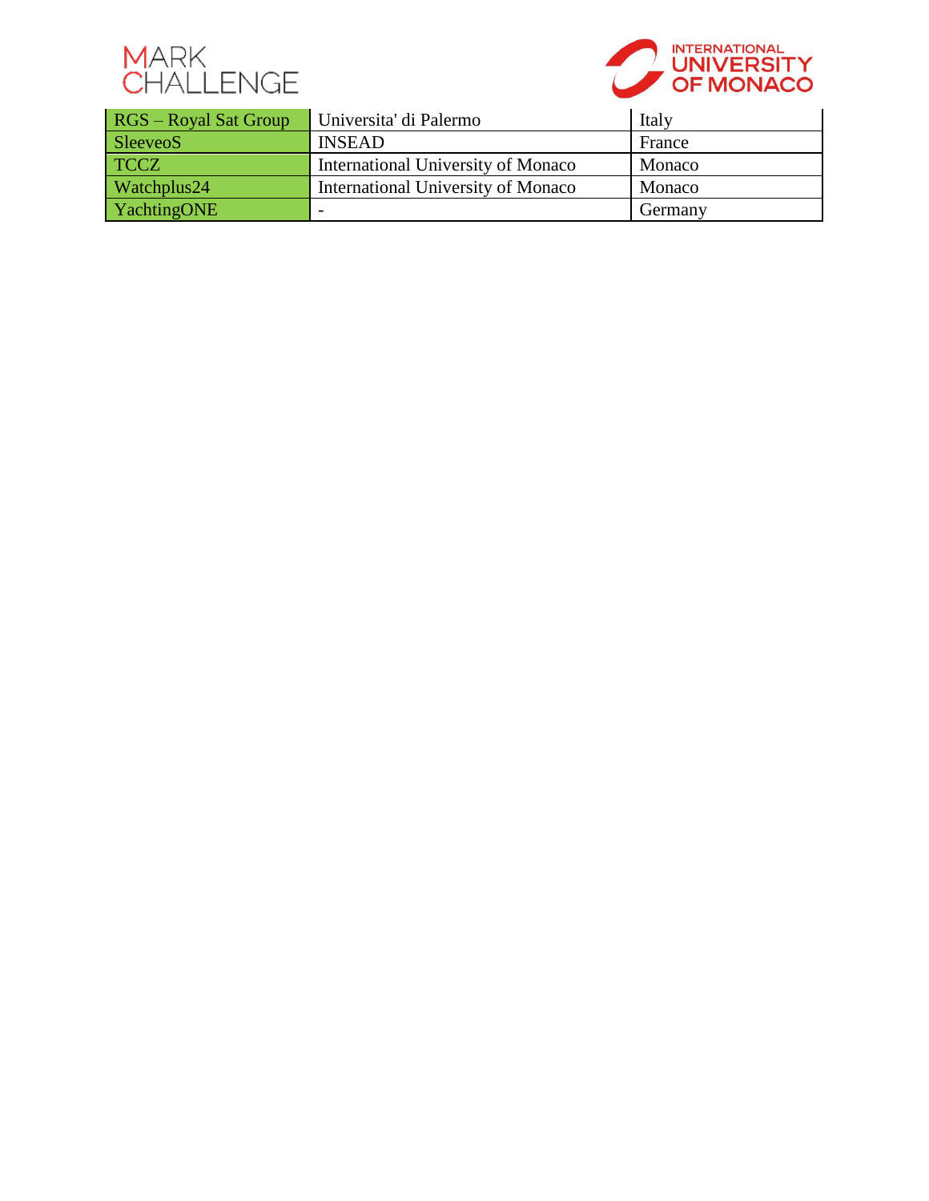| | | |
|---|---|---|
| RGS – Royal Sat Group | Universita' di Palermo | Italy |
| SleeveoS | INSEAD | France |
| TCCZ | International University of Monaco | Monaco |
| Watchplus24 | International University of Monaco | Monaco |
| YachtingONE | - | Germany |